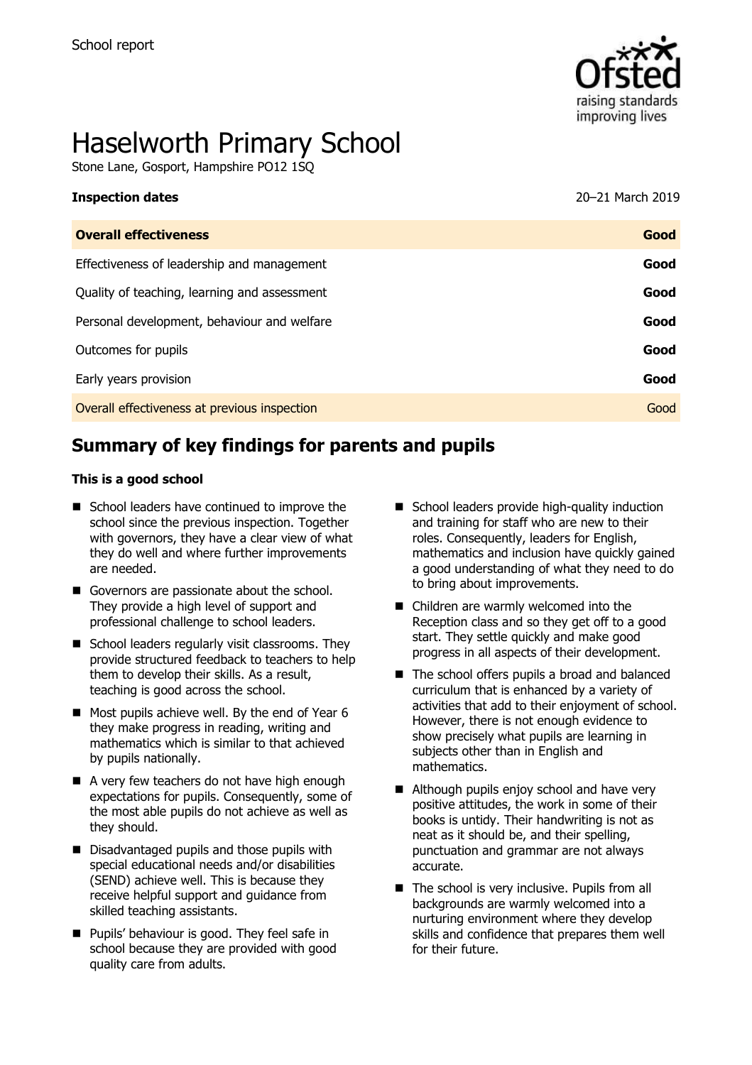School report

# Haselworth Primary School

Stone Lane, Gosport, Hampshire PO12 1SQ

| **Inspection dates** | 20–21 March 2019 |
| --- | --- |
| **Overall effectiveness** | **Good** |
| Effectiveness of leadership and management | **Good** |
| Quality of teaching, learning and assessment | **Good** |
| Personal development, behaviour and welfare | **Good** |
| Outcomes for pupils | **Good** |
| Early years provision | **Good** |
| Overall effectiveness at previous inspection | Good |

## Summary of key findings for parents and pupils

**This is a good school**

- School leaders have continued to improve the school since the previous inspection. Together with governors, they have a clear view of what they do well and where further improvements are needed.
- Governors are passionate about the school. They provide a high level of support and professional challenge to school leaders.
- School leaders regularly visit classrooms. They provide structured feedback to teachers to help them to develop their skills. As a result, teaching is good across the school.
- Most pupils achieve well. By the end of Year 6 they make progress in reading, writing and mathematics which is similar to that achieved by pupils nationally.
- A very few teachers do not have high enough expectations for pupils. Consequently, some of the most able pupils do not achieve as well as they should.
- Disadvantaged pupils and those pupils with special educational needs and/or disabilities (SEND) achieve well. This is because they receive helpful support and guidance from skilled teaching assistants.
- Pupils' behaviour is good. They feel safe in school because they are provided with good quality care from adults.
- School leaders provide high-quality induction and training for staff who are new to their roles. Consequently, leaders for English, mathematics and inclusion have quickly gained a good understanding of what they need to do to bring about improvements.
- Children are warmly welcomed into the Reception class and so they get off to a good start. They settle quickly and make good progress in all aspects of their development.
- The school offers pupils a broad and balanced curriculum that is enhanced by a variety of activities that add to their enjoyment of school. However, there is not enough evidence to show precisely what pupils are learning in subjects other than in English and mathematics.
- Although pupils enjoy school and have very positive attitudes, the work in some of their books is untidy. Their handwriting is not as neat as it should be, and their spelling, punctuation and grammar are not always accurate.
- The school is very inclusive. Pupils from all backgrounds are warmly welcomed into a nurturing environment where they develop skills and confidence that prepares them well for their future.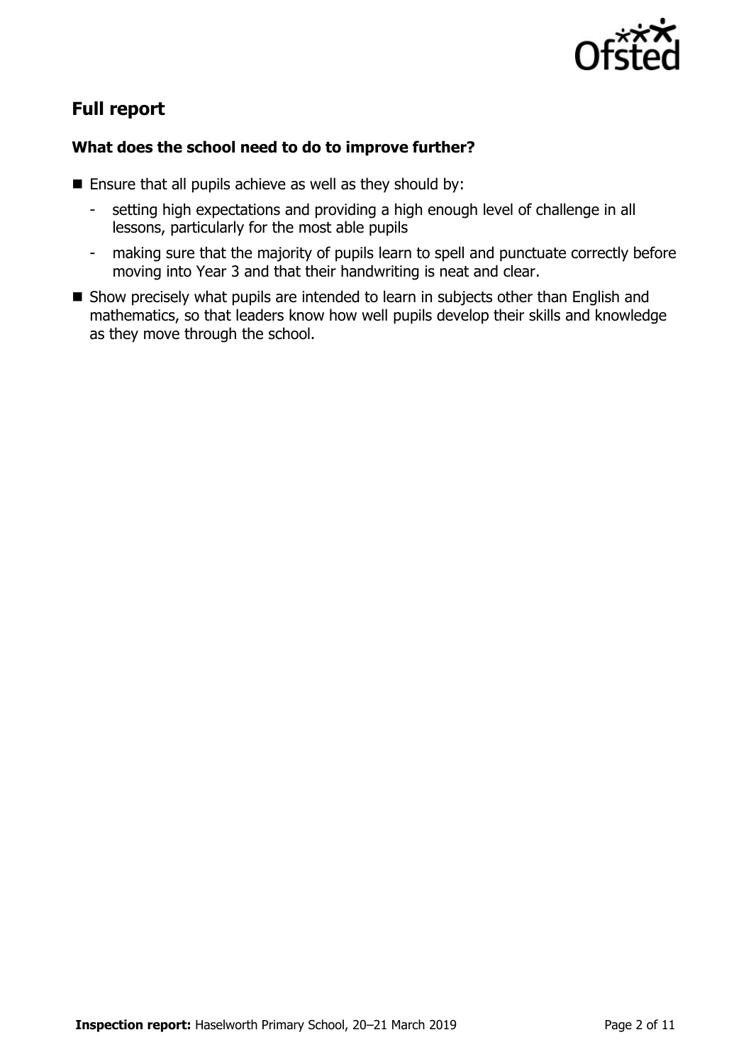## Full report

### What does the school need to do to improve further?

- Ensure that all pupils achieve as well as they should by:
  - setting high expectations and providing a high enough level of challenge in all lessons, particularly for the most able pupils
  - making sure that the majority of pupils learn to spell and punctuate correctly before moving into Year 3 and that their handwriting is neat and clear.
- Show precisely what pupils are intended to learn in subjects other than English and mathematics, so that leaders know how well pupils develop their skills and knowledge as they move through the school.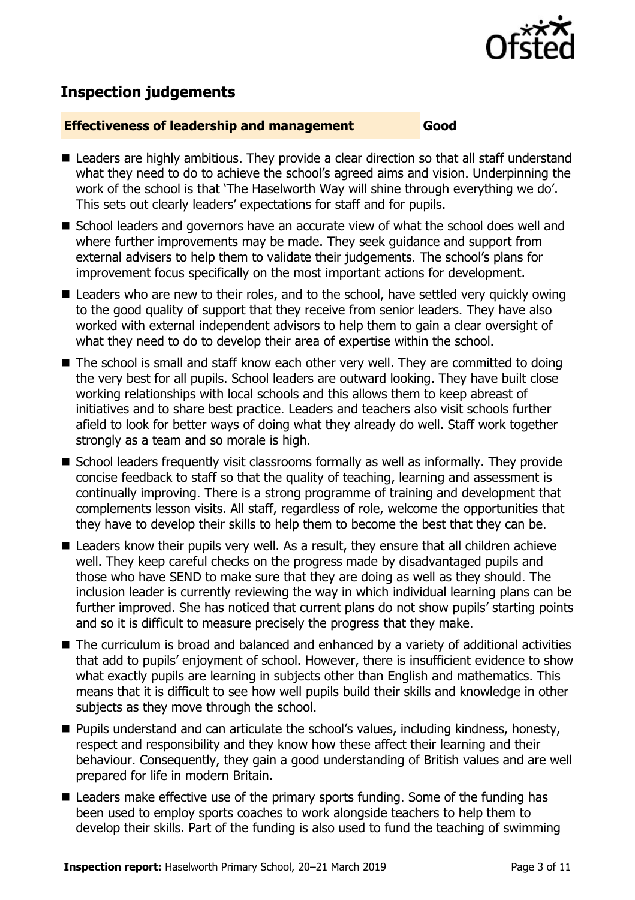## Inspection judgements

**Effectiveness of leadership and management** **Good**

- Leaders are highly ambitious. They provide a clear direction so that all staff understand what they need to do to achieve the school's agreed aims and vision. Underpinning the work of the school is that 'The Haselworth Way will shine through everything we do'. This sets out clearly leaders' expectations for staff and for pupils.
- School leaders and governors have an accurate view of what the school does well and where further improvements may be made. They seek guidance and support from external advisers to help them to validate their judgements. The school's plans for improvement focus specifically on the most important actions for development.
- Leaders who are new to their roles, and to the school, have settled very quickly owing to the good quality of support that they receive from senior leaders. They have also worked with external independent advisors to help them to gain a clear oversight of what they need to do to develop their area of expertise within the school.
- The school is small and staff know each other very well. They are committed to doing the very best for all pupils. School leaders are outward looking. They have built close working relationships with local schools and this allows them to keep abreast of initiatives and to share best practice. Leaders and teachers also visit schools further afield to look for better ways of doing what they already do well. Staff work together strongly as a team and so morale is high.
- School leaders frequently visit classrooms formally as well as informally. They provide concise feedback to staff so that the quality of teaching, learning and assessment is continually improving. There is a strong programme of training and development that complements lesson visits. All staff, regardless of role, welcome the opportunities that they have to develop their skills to help them to become the best that they can be.
- Leaders know their pupils very well. As a result, they ensure that all children achieve well. They keep careful checks on the progress made by disadvantaged pupils and those who have SEND to make sure that they are doing as well as they should. The inclusion leader is currently reviewing the way in which individual learning plans can be further improved. She has noticed that current plans do not show pupils' starting points and so it is difficult to measure precisely the progress that they make.
- The curriculum is broad and balanced and enhanced by a variety of additional activities that add to pupils' enjoyment of school. However, there is insufficient evidence to show what exactly pupils are learning in subjects other than English and mathematics. This means that it is difficult to see how well pupils build their skills and knowledge in other subjects as they move through the school.
- Pupils understand and can articulate the school's values, including kindness, honesty, respect and responsibility and they know how these affect their learning and their behaviour. Consequently, they gain a good understanding of British values and are well prepared for life in modern Britain.
- Leaders make effective use of the primary sports funding. Some of the funding has been used to employ sports coaches to work alongside teachers to help them to develop their skills. Part of the funding is also used to fund the teaching of swimming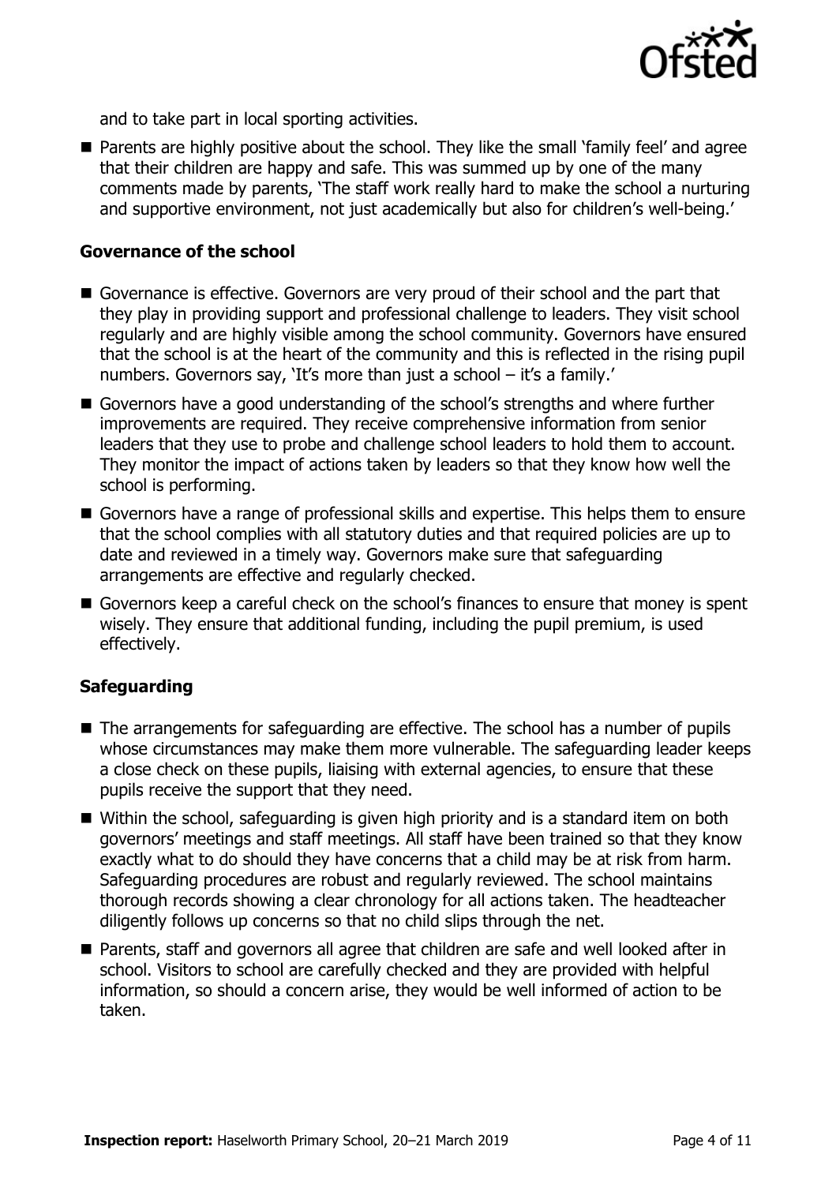and to take part in local sporting activities.

- Parents are highly positive about the school. They like the small 'family feel' and agree that their children are happy and safe. This was summed up by one of the many comments made by parents, 'The staff work really hard to make the school a nurturing and supportive environment, not just academically but also for children's well-being.'

### Governance of the school

- Governance is effective. Governors are very proud of their school and the part that they play in providing support and professional challenge to leaders. They visit school regularly and are highly visible among the school community. Governors have ensured that the school is at the heart of the community and this is reflected in the rising pupil numbers. Governors say, 'It's more than just a school – it's a family.'
- Governors have a good understanding of the school's strengths and where further improvements are required. They receive comprehensive information from senior leaders that they use to probe and challenge school leaders to hold them to account. They monitor the impact of actions taken by leaders so that they know how well the school is performing.
- Governors have a range of professional skills and expertise. This helps them to ensure that the school complies with all statutory duties and that required policies are up to date and reviewed in a timely way. Governors make sure that safeguarding arrangements are effective and regularly checked.
- Governors keep a careful check on the school's finances to ensure that money is spent wisely. They ensure that additional funding, including the pupil premium, is used effectively.

### Safeguarding

- The arrangements for safeguarding are effective. The school has a number of pupils whose circumstances may make them more vulnerable. The safeguarding leader keeps a close check on these pupils, liaising with external agencies, to ensure that these pupils receive the support that they need.
- Within the school, safeguarding is given high priority and is a standard item on both governors' meetings and staff meetings. All staff have been trained so that they know exactly what to do should they have concerns that a child may be at risk from harm. Safeguarding procedures are robust and regularly reviewed. The school maintains thorough records showing a clear chronology for all actions taken. The headteacher diligently follows up concerns so that no child slips through the net.
- Parents, staff and governors all agree that children are safe and well looked after in school. Visitors to school are carefully checked and they are provided with helpful information, so should a concern arise, they would be well informed of action to be taken.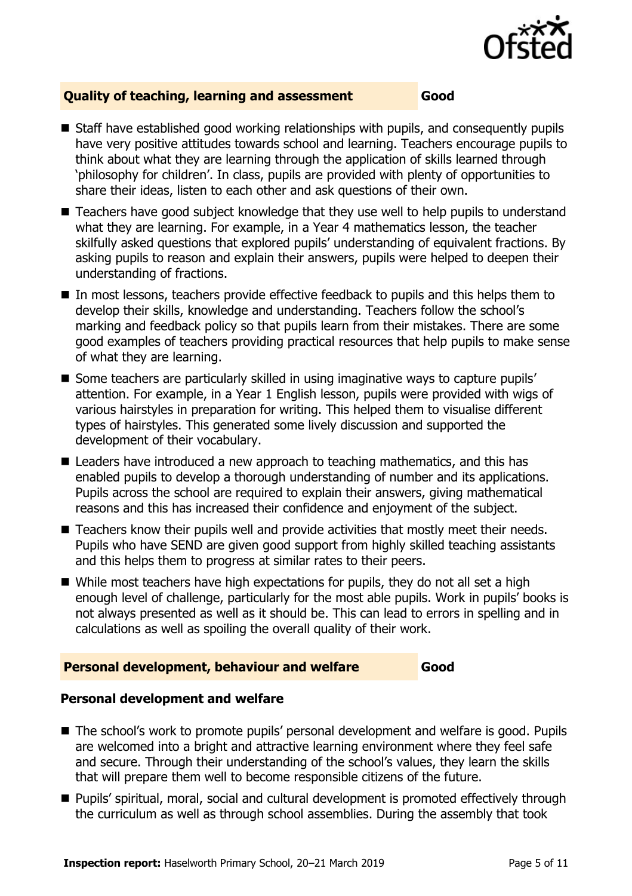## Quality of teaching, learning and assessment — Good

- Staff have established good working relationships with pupils, and consequently pupils have very positive attitudes towards school and learning. Teachers encourage pupils to think about what they are learning through the application of skills learned through 'philosophy for children'. In class, pupils are provided with plenty of opportunities to share their ideas, listen to each other and ask questions of their own.
- Teachers have good subject knowledge that they use well to help pupils to understand what they are learning. For example, in a Year 4 mathematics lesson, the teacher skilfully asked questions that explored pupils' understanding of equivalent fractions. By asking pupils to reason and explain their answers, pupils were helped to deepen their understanding of fractions.
- In most lessons, teachers provide effective feedback to pupils and this helps them to develop their skills, knowledge and understanding. Teachers follow the school's marking and feedback policy so that pupils learn from their mistakes. There are some good examples of teachers providing practical resources that help pupils to make sense of what they are learning.
- Some teachers are particularly skilled in using imaginative ways to capture pupils' attention. For example, in a Year 1 English lesson, pupils were provided with wigs of various hairstyles in preparation for writing. This helped them to visualise different types of hairstyles. This generated some lively discussion and supported the development of their vocabulary.
- Leaders have introduced a new approach to teaching mathematics, and this has enabled pupils to develop a thorough understanding of number and its applications. Pupils across the school are required to explain their answers, giving mathematical reasons and this has increased their confidence and enjoyment of the subject.
- Teachers know their pupils well and provide activities that mostly meet their needs. Pupils who have SEND are given good support from highly skilled teaching assistants and this helps them to progress at similar rates to their peers.
- While most teachers have high expectations for pupils, they do not all set a high enough level of challenge, particularly for the most able pupils. Work in pupils' books is not always presented as well as it should be. This can lead to errors in spelling and in calculations as well as spoiling the overall quality of their work.

## Personal development, behaviour and welfare — Good

### Personal development and welfare

- The school's work to promote pupils' personal development and welfare is good. Pupils are welcomed into a bright and attractive learning environment where they feel safe and secure. Through their understanding of the school's values, they learn the skills that will prepare them well to become responsible citizens of the future.
- Pupils' spiritual, moral, social and cultural development is promoted effectively through the curriculum as well as through school assemblies. During the assembly that took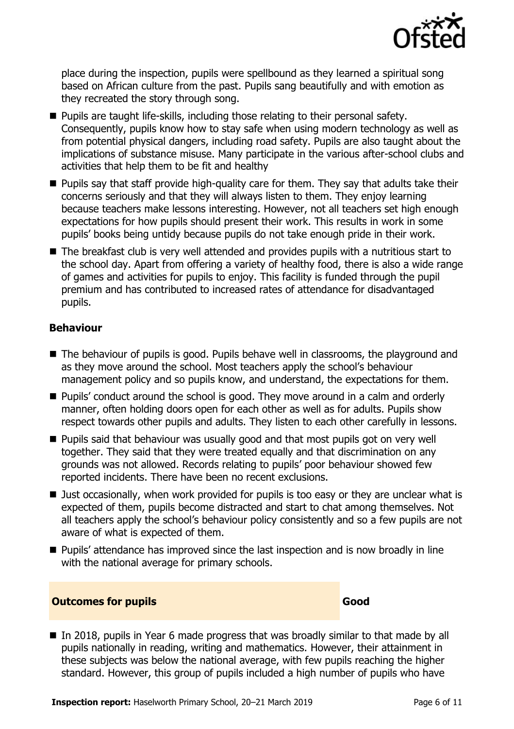place during the inspection, pupils were spellbound as they learned a spiritual song based on African culture from the past. Pupils sang beautifully and with emotion as they recreated the story through song.

- Pupils are taught life-skills, including those relating to their personal safety. Consequently, pupils know how to stay safe when using modern technology as well as from potential physical dangers, including road safety. Pupils are also taught about the implications of substance misuse. Many participate in the various after-school clubs and activities that help them to be fit and healthy
- Pupils say that staff provide high-quality care for them. They say that adults take their concerns seriously and that they will always listen to them. They enjoy learning because teachers make lessons interesting. However, not all teachers set high enough expectations for how pupils should present their work. This results in work in some pupils' books being untidy because pupils do not take enough pride in their work.
- The breakfast club is very well attended and provides pupils with a nutritious start to the school day. Apart from offering a variety of healthy food, there is also a wide range of games and activities for pupils to enjoy. This facility is funded through the pupil premium and has contributed to increased rates of attendance for disadvantaged pupils.

### Behaviour

- The behaviour of pupils is good. Pupils behave well in classrooms, the playground and as they move around the school. Most teachers apply the school's behaviour management policy and so pupils know, and understand, the expectations for them.
- Pupils' conduct around the school is good. They move around in a calm and orderly manner, often holding doors open for each other as well as for adults. Pupils show respect towards other pupils and adults. They listen to each other carefully in lessons.
- Pupils said that behaviour was usually good and that most pupils got on very well together. They said that they were treated equally and that discrimination on any grounds was not allowed. Records relating to pupils' poor behaviour showed few reported incidents. There have been no recent exclusions.
- Just occasionally, when work provided for pupils is too easy or they are unclear what is expected of them, pupils become distracted and start to chat among themselves. Not all teachers apply the school's behaviour policy consistently and so a few pupils are not aware of what is expected of them.
- Pupils' attendance has improved since the last inspection and is now broadly in line with the national average for primary schools.

## Outcomes for pupils — Good

- In 2018, pupils in Year 6 made progress that was broadly similar to that made by all pupils nationally in reading, writing and mathematics. However, their attainment in these subjects was below the national average, with few pupils reaching the higher standard. However, this group of pupils included a high number of pupils who have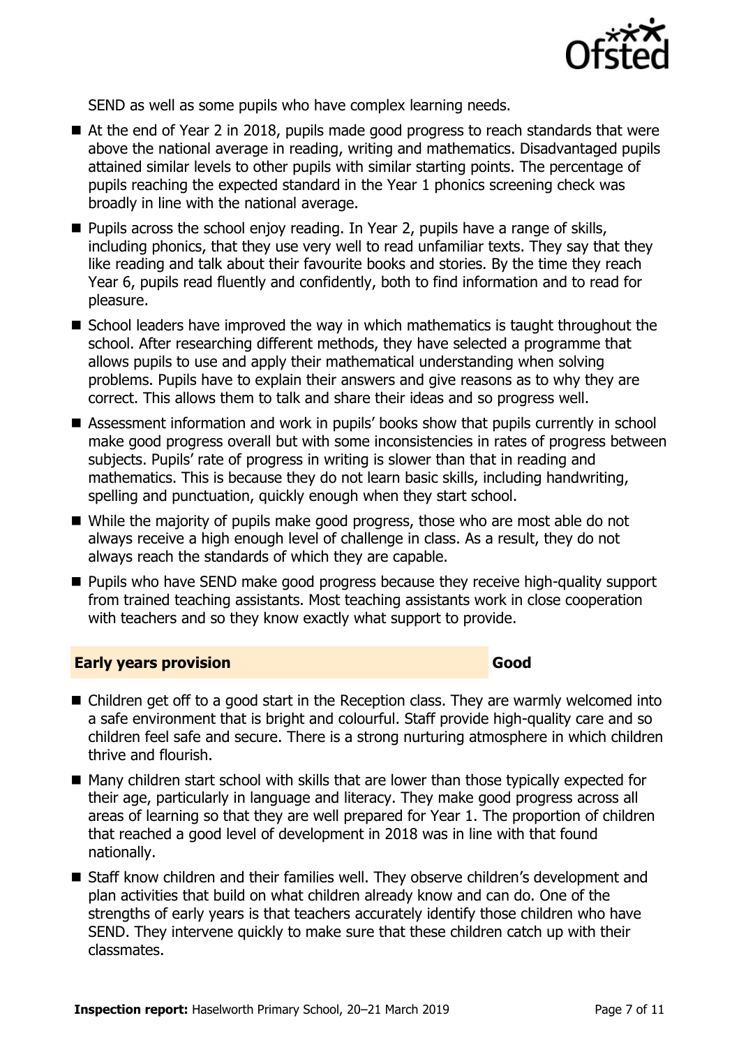SEND as well as some pupils who have complex learning needs.

- At the end of Year 2 in 2018, pupils made good progress to reach standards that were above the national average in reading, writing and mathematics. Disadvantaged pupils attained similar levels to other pupils with similar starting points. The percentage of pupils reaching the expected standard in the Year 1 phonics screening check was broadly in line with the national average.
- Pupils across the school enjoy reading. In Year 2, pupils have a range of skills, including phonics, that they use very well to read unfamiliar texts. They say that they like reading and talk about their favourite books and stories. By the time they reach Year 6, pupils read fluently and confidently, both to find information and to read for pleasure.
- School leaders have improved the way in which mathematics is taught throughout the school. After researching different methods, they have selected a programme that allows pupils to use and apply their mathematical understanding when solving problems. Pupils have to explain their answers and give reasons as to why they are correct. This allows them to talk and share their ideas and so progress well.
- Assessment information and work in pupils' books show that pupils currently in school make good progress overall but with some inconsistencies in rates of progress between subjects. Pupils' rate of progress in writing is slower than that in reading and mathematics. This is because they do not learn basic skills, including handwriting, spelling and punctuation, quickly enough when they start school.
- While the majority of pupils make good progress, those who are most able do not always receive a high enough level of challenge in class. As a result, they do not always reach the standards of which they are capable.
- Pupils who have SEND make good progress because they receive high-quality support from trained teaching assistants. Most teaching assistants work in close cooperation with teachers and so they know exactly what support to provide.

## Early years provision — Good

- Children get off to a good start in the Reception class. They are warmly welcomed into a safe environment that is bright and colourful. Staff provide high-quality care and so children feel safe and secure. There is a strong nurturing atmosphere in which children thrive and flourish.
- Many children start school with skills that are lower than those typically expected for their age, particularly in language and literacy. They make good progress across all areas of learning so that they are well prepared for Year 1. The proportion of children that reached a good level of development in 2018 was in line with that found nationally.
- Staff know children and their families well. They observe children's development and plan activities that build on what children already know and can do. One of the strengths of early years is that teachers accurately identify those children who have SEND. They intervene quickly to make sure that these children catch up with their classmates.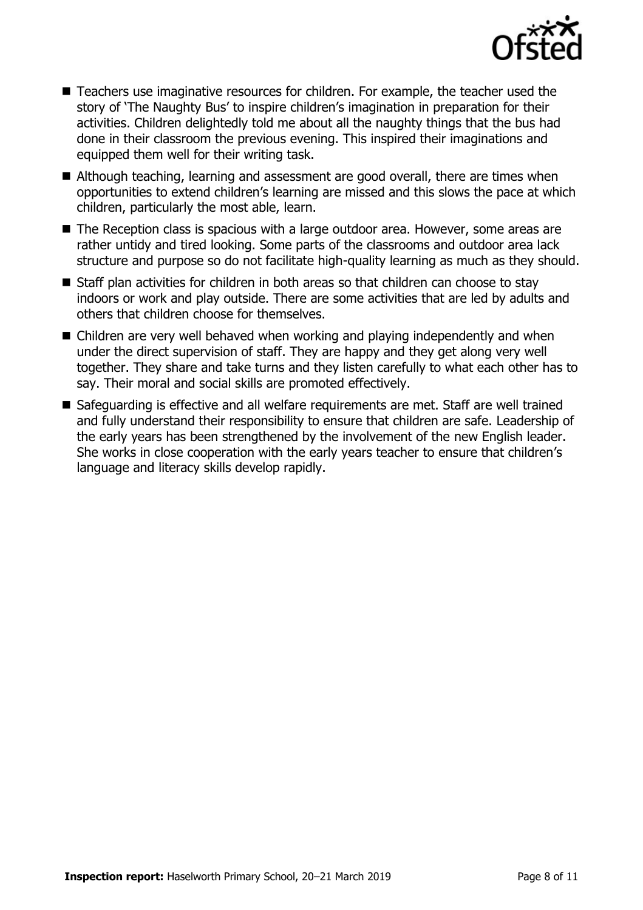- Teachers use imaginative resources for children. For example, the teacher used the story of 'The Naughty Bus' to inspire children's imagination in preparation for their activities. Children delightedly told me about all the naughty things that the bus had done in their classroom the previous evening. This inspired their imaginations and equipped them well for their writing task.
- Although teaching, learning and assessment are good overall, there are times when opportunities to extend children's learning are missed and this slows the pace at which children, particularly the most able, learn.
- The Reception class is spacious with a large outdoor area. However, some areas are rather untidy and tired looking. Some parts of the classrooms and outdoor area lack structure and purpose so do not facilitate high-quality learning as much as they should.
- Staff plan activities for children in both areas so that children can choose to stay indoors or work and play outside. There are some activities that are led by adults and others that children choose for themselves.
- Children are very well behaved when working and playing independently and when under the direct supervision of staff. They are happy and they get along very well together. They share and take turns and they listen carefully to what each other has to say. Their moral and social skills are promoted effectively.
- Safeguarding is effective and all welfare requirements are met. Staff are well trained and fully understand their responsibility to ensure that children are safe. Leadership of the early years has been strengthened by the involvement of the new English leader. She works in close cooperation with the early years teacher to ensure that children's language and literacy skills develop rapidly.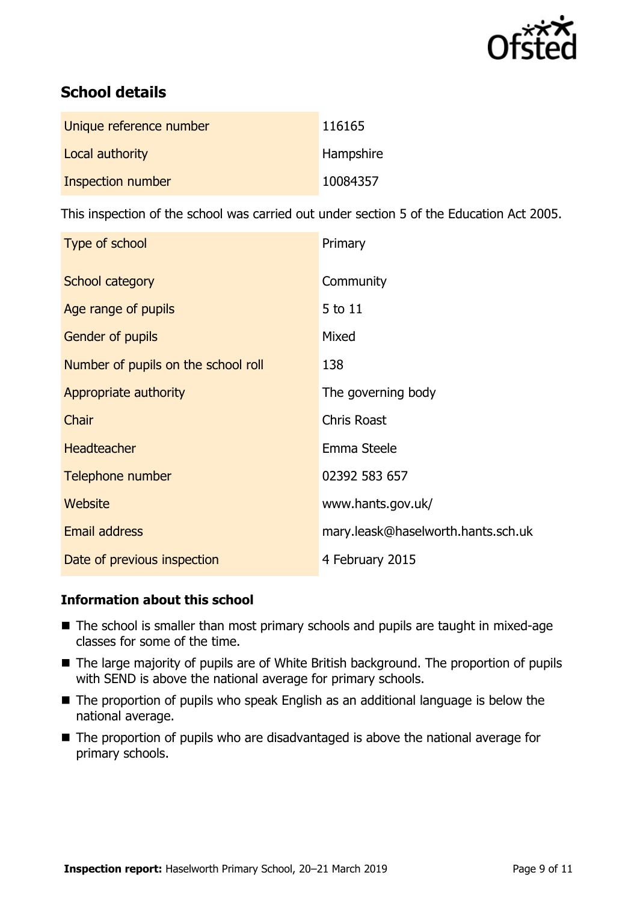## School details

| | |
|---|---|
| Unique reference number | 116165 |
| Local authority | Hampshire |
| Inspection number | 10084357 |

This inspection of the school was carried out under section 5 of the Education Act 2005.

| | |
|---|---|
| Type of school | Primary |
| School category | Community |
| Age range of pupils | 5 to 11 |
| Gender of pupils | Mixed |
| Number of pupils on the school roll | 138 |
| Appropriate authority | The governing body |
| Chair | Chris Roast |
| Headteacher | Emma Steele |
| Telephone number | 02392 583 657 |
| Website | www.hants.gov.uk/ |
| Email address | mary.leask@haselworth.hants.sch.uk |
| Date of previous inspection | 4 February 2015 |

### Information about this school

- The school is smaller than most primary schools and pupils are taught in mixed-age classes for some of the time.
- The large majority of pupils are of White British background. The proportion of pupils with SEND is above the national average for primary schools.
- The proportion of pupils who speak English as an additional language is below the national average.
- The proportion of pupils who are disadvantaged is above the national average for primary schools.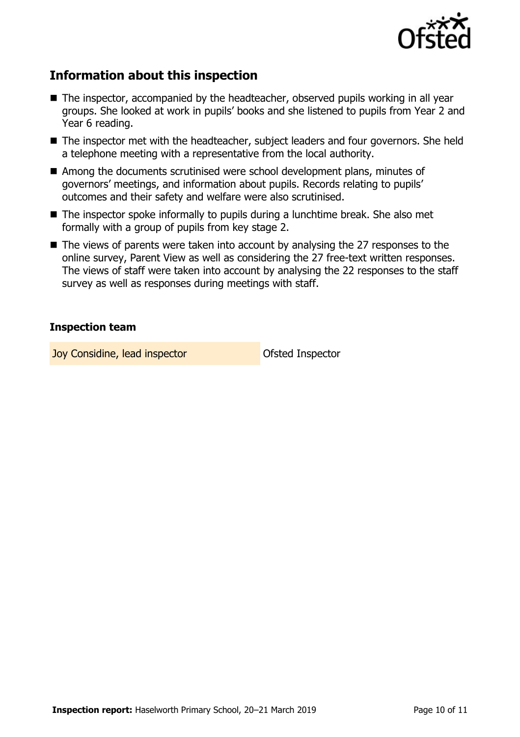## Information about this inspection

- The inspector, accompanied by the headteacher, observed pupils working in all year groups. She looked at work in pupils' books and she listened to pupils from Year 2 and Year 6 reading.
- The inspector met with the headteacher, subject leaders and four governors. She held a telephone meeting with a representative from the local authority.
- Among the documents scrutinised were school development plans, minutes of governors' meetings, and information about pupils. Records relating to pupils' outcomes and their safety and welfare were also scrutinised.
- The inspector spoke informally to pupils during a lunchtime break. She also met formally with a group of pupils from key stage 2.
- The views of parents were taken into account by analysing the 27 responses to the online survey, Parent View as well as considering the 27 free-text written responses. The views of staff were taken into account by analysing the 22 responses to the staff survey as well as responses during meetings with staff.

### Inspection team

| | |
| --- | --- |
| Joy Considine, lead inspector | Ofsted Inspector |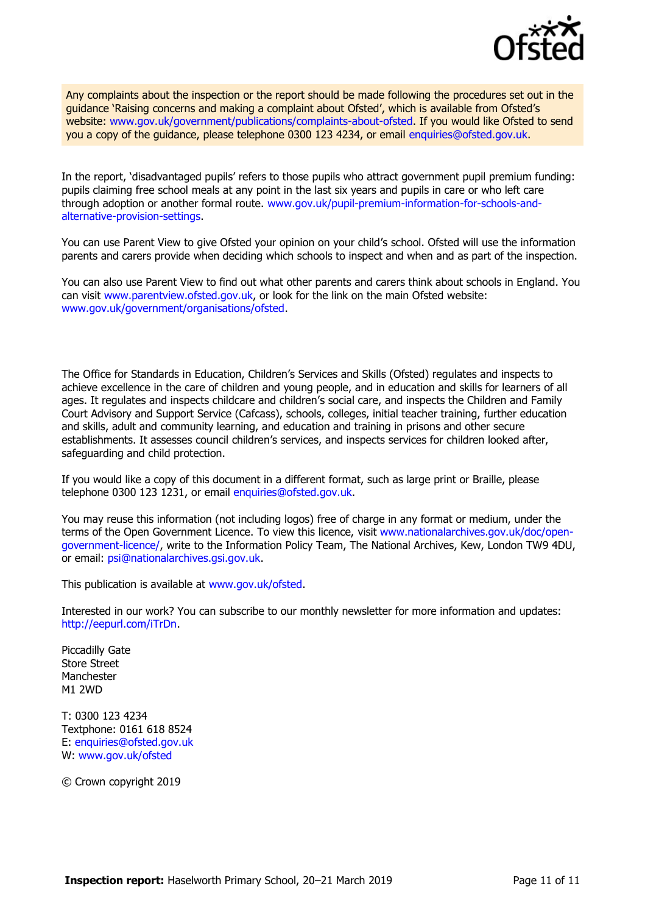Any complaints about the inspection or the report should be made following the procedures set out in the guidance 'Raising concerns and making a complaint about Ofsted', which is available from Ofsted's website: www.gov.uk/government/publications/complaints-about-ofsted. If you would like Ofsted to send you a copy of the guidance, please telephone 0300 123 4234, or email enquiries@ofsted.gov.uk.

In the report, 'disadvantaged pupils' refers to those pupils who attract government pupil premium funding: pupils claiming free school meals at any point in the last six years and pupils in care or who left care through adoption or another formal route. www.gov.uk/pupil-premium-information-for-schools-and-alternative-provision-settings.

You can use Parent View to give Ofsted your opinion on your child's school. Ofsted will use the information parents and carers provide when deciding which schools to inspect and when and as part of the inspection.

You can also use Parent View to find out what other parents and carers think about schools in England. You can visit www.parentview.ofsted.gov.uk, or look for the link on the main Ofsted website: www.gov.uk/government/organisations/ofsted.

The Office for Standards in Education, Children's Services and Skills (Ofsted) regulates and inspects to achieve excellence in the care of children and young people, and in education and skills for learners of all ages. It regulates and inspects childcare and children's social care, and inspects the Children and Family Court Advisory and Support Service (Cafcass), schools, colleges, initial teacher training, further education and skills, adult and community learning, and education and training in prisons and other secure establishments. It assesses council children's services, and inspects services for children looked after, safeguarding and child protection.

If you would like a copy of this document in a different format, such as large print or Braille, please telephone 0300 123 1231, or email enquiries@ofsted.gov.uk.

You may reuse this information (not including logos) free of charge in any format or medium, under the terms of the Open Government Licence. To view this licence, visit www.nationalarchives.gov.uk/doc/open-government-licence/, write to the Information Policy Team, The National Archives, Kew, London TW9 4DU, or email: psi@nationalarchives.gsi.gov.uk.

This publication is available at www.gov.uk/ofsted.

Interested in our work? You can subscribe to our monthly newsletter for more information and updates: http://eepurl.com/iTrDn.

Piccadilly Gate
Store Street
Manchester
M1 2WD

T: 0300 123 4234
Textphone: 0161 618 8524
E: enquiries@ofsted.gov.uk
W: www.gov.uk/ofsted

© Crown copyright 2019